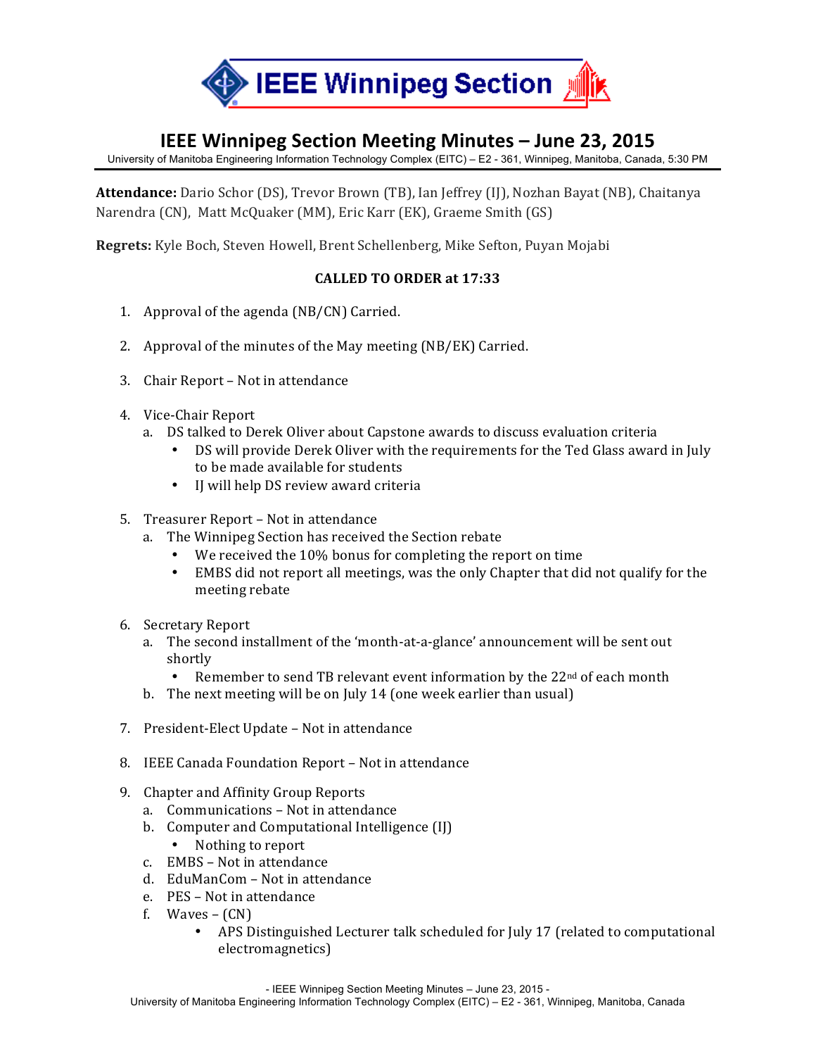# IEEE Winnipeg Section

## IEEE Winnipeg Section Meeting Minutes – June 23, 2015

University of Manitoba Engineering Information Technology Complex (EITC) – E2 - 361, Winnipeg, Manitoba, Canada, 5:30 PM

**Attendance:** Dario Schor (DS), Trevor Brown (TB), Ian Jeffrey (IJ), Nozhan Bayat (NB), Chaitanya Narendra (CN), Matt McQuaker (MM), Eric Karr (EK), Graeme Smith (GS)

**Regrets:** Kyle Boch, Steven Howell, Brent Schellenberg, Mike Sefton, Puyan Mojabi

**CALLED TO ORDER at 17:33**

1. Approval of the agenda (NB/CN) Carried.

2. Approval of the minutes of the May meeting (NB/EK) Carried.

3. Chair Report – Not in attendance

4. Vice-Chair Report
   a. DS talked to Derek Oliver about Capstone awards to discuss evaluation criteria
      - DS will provide Derek Oliver with the requirements for the Ted Glass award in July to be made available for students
      - IJ will help DS review award criteria

5. Treasurer Report – Not in attendance
   a. The Winnipeg Section has received the Section rebate
      - We received the 10% bonus for completing the report on time
      - EMBS did not report all meetings, was the only Chapter that did not qualify for the meeting rebate

6. Secretary Report
   a. The second installment of the 'month-at-a-glance' announcement will be sent out shortly
      - Remember to send TB relevant event information by the 22nd of each month
   b. The next meeting will be on July 14 (one week earlier than usual)

7. President-Elect Update – Not in attendance

8. IEEE Canada Foundation Report – Not in attendance

9. Chapter and Affinity Group Reports
   a. Communications – Not in attendance
   b. Computer and Computational Intelligence (IJ)
      - Nothing to report
   c. EMBS – Not in attendance
   d. EduManCom – Not in attendance
   e. PES – Not in attendance
   f. Waves – (CN)
      - APS Distinguished Lecturer talk scheduled for July 17 (related to computational electromagnetics)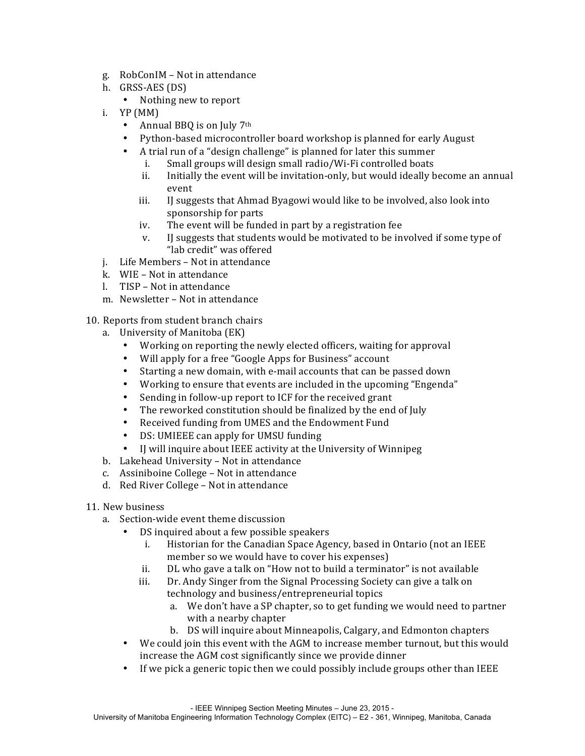g. RobConIM – Not in attendance
h. GRSS-AES (DS)
   - Nothing new to report
i. YP (MM)
   - Annual BBQ is on July 7th
   - Python-based microcontroller board workshop is planned for early August
   - A trial run of a "design challenge" is planned for later this summer
     i. Small groups will design small radio/Wi-Fi controlled boats
     ii. Initially the event will be invitation-only, but would ideally become an annual event
     iii. IJ suggests that Ahmad Byagowi would like to be involved, also look into sponsorship for parts
     iv. The event will be funded in part by a registration fee
     v. IJ suggests that students would be motivated to be involved if some type of "lab credit" was offered
j. Life Members – Not in attendance
k. WIE – Not in attendance
l. TISP – Not in attendance
m. Newsletter – Not in attendance

10. Reports from student branch chairs
    a. University of Manitoba (EK)
       - Working on reporting the newly elected officers, waiting for approval
       - Will apply for a free "Google Apps for Business" account
       - Starting a new domain, with e-mail accounts that can be passed down
       - Working to ensure that events are included in the upcoming "Engenda"
       - Sending in follow-up report to ICF for the received grant
       - The reworked constitution should be finalized by the end of July
       - Received funding from UMES and the Endowment Fund
       - DS: UMIEEE can apply for UMSU funding
       - IJ will inquire about IEEE activity at the University of Winnipeg
    b. Lakehead University – Not in attendance
    c. Assiniboine College – Not in attendance
    d. Red River College – Not in attendance

11. New business
    a. Section-wide event theme discussion
       - DS inquired about a few possible speakers
         i. Historian for the Canadian Space Agency, based in Ontario (not an IEEE member so we would have to cover his expenses)
         ii. DL who gave a talk on "How not to build a terminator" is not available
         iii. Dr. Andy Singer from the Signal Processing Society can give a talk on technology and business/entrepreneurial topics
            a. We don't have a SP chapter, so to get funding we would need to partner with a nearby chapter
            b. DS will inquire about Minneapolis, Calgary, and Edmonton chapters
       - We could join this event with the AGM to increase member turnout, but this would increase the AGM cost significantly since we provide dinner
       - If we pick a generic topic then we could possibly include groups other than IEEE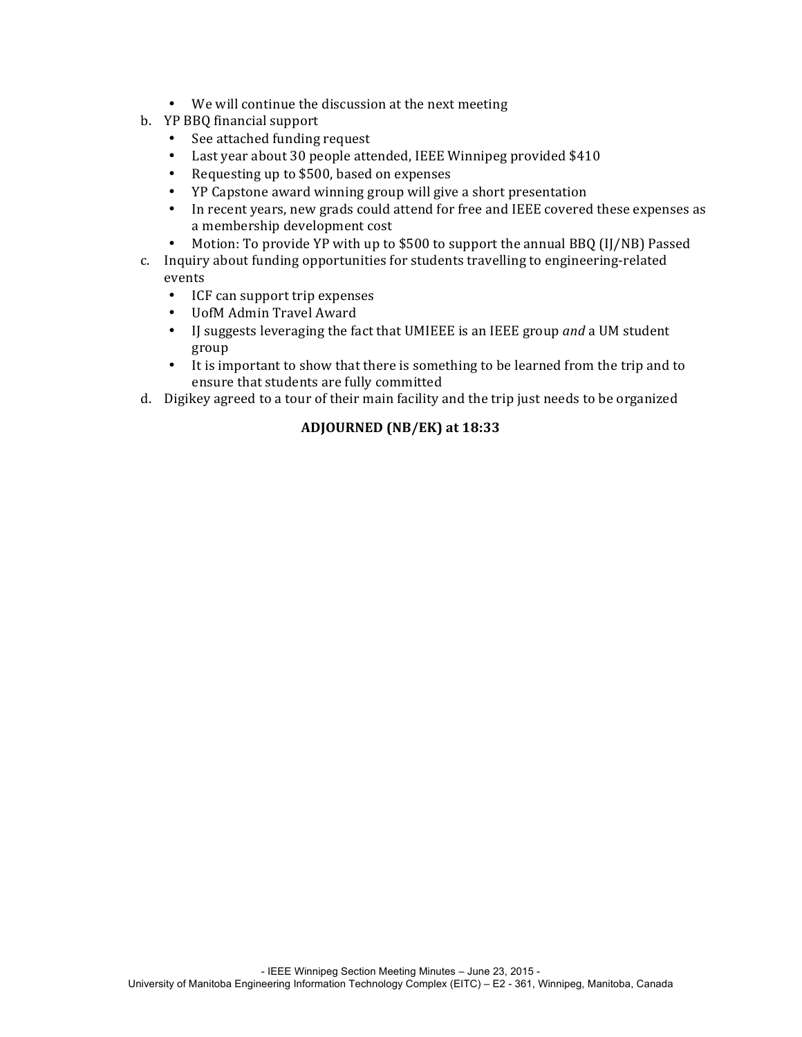- We will continue the discussion at the next meeting

b. YP BBQ financial support
   - See attached funding request
   - Last year about 30 people attended, IEEE Winnipeg provided $410
   - Requesting up to $500, based on expenses
   - YP Capstone award winning group will give a short presentation
   - In recent years, new grads could attend for free and IEEE covered these expenses as a membership development cost
   - Motion: To provide YP with up to $500 to support the annual BBQ (IJ/NB) Passed

c. Inquiry about funding opportunities for students travelling to engineering-related events
   - ICF can support trip expenses
   - UofM Admin Travel Award
   - IJ suggests leveraging the fact that UMIEEE is an IEEE group *and* a UM student group
   - It is important to show that there is something to be learned from the trip and to ensure that students are fully committed

d. Digikey agreed to a tour of their main facility and the trip just needs to be organized

**ADJOURNED (NB/EK) at 18:33**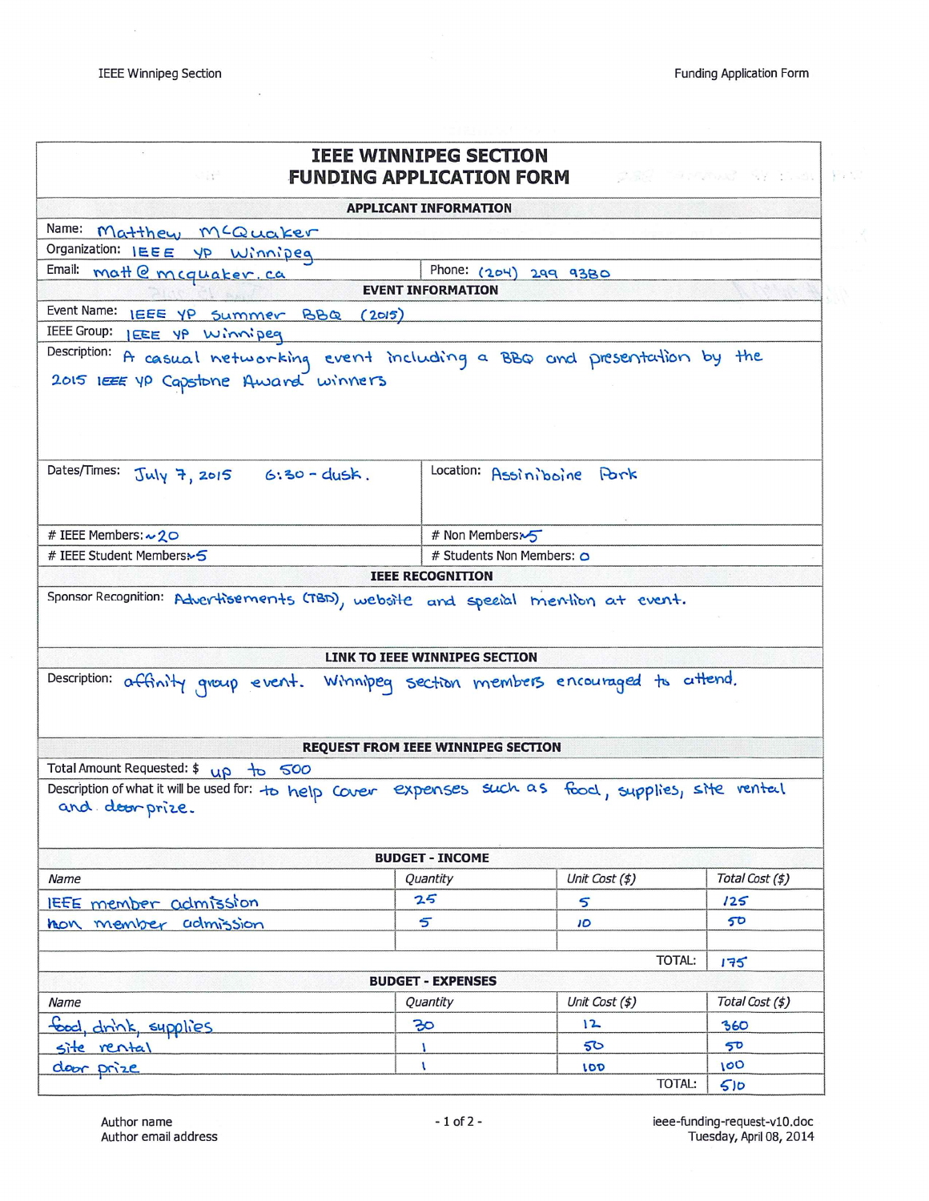# IEEE WINNIPEG SECTION
# FUNDING APPLICATION FORM

## APPLICANT INFORMATION

Name: Matthew McQuaker

Organization: IEEE YP Winnipeg

Email: matt@mcquaker.ca | Phone: (204) 299 9380

## EVENT INFORMATION

Event Name: IEEE YP Summer BBQ (2015)

IEEE Group: IEEE YP Winnipeg

Description: A casual networking event including a BBQ and presentation by the 2015 IEEE YP Capstone Award winners

Dates/Times: July 7, 2015 6:30 - dusk. | Location: Assiniboine Park

# IEEE Members: ~20 | # Non Members: ~5

# IEEE Student Members: ~5 | # Students Non Members: 0

## IEEE RECOGNITION

Sponsor Recognition: Advertisements (TBD), website and special mention at event.

## LINK TO IEEE WINNIPEG SECTION

Description: affinity group event. Winnipeg section members encouraged to attend.

## REQUEST FROM IEEE WINNIPEG SECTION

Total Amount Requested: $ up to 500

Description of what it will be used for: to help cover expenses such as food, supplies, site rental and door prize.

## BUDGET - INCOME

| Name | Quantity | Unit Cost ($) | Total Cost ($) |
|---|---|---|---|
| IEEE member admission | 25 | 5 | 125 |
| non member admission | 5 | 10 | 50 |
| | | | |
| | | TOTAL: | 175 |

## BUDGET - EXPENSES

| Name | Quantity | Unit Cost ($) | Total Cost ($) |
|---|---|---|---|
| food, drink, supplies | 30 | 12 | 360 |
| site rental | 1 | 50 | 50 |
| door prize | 1 | 100 | 100 |
| | | TOTAL: | 510 |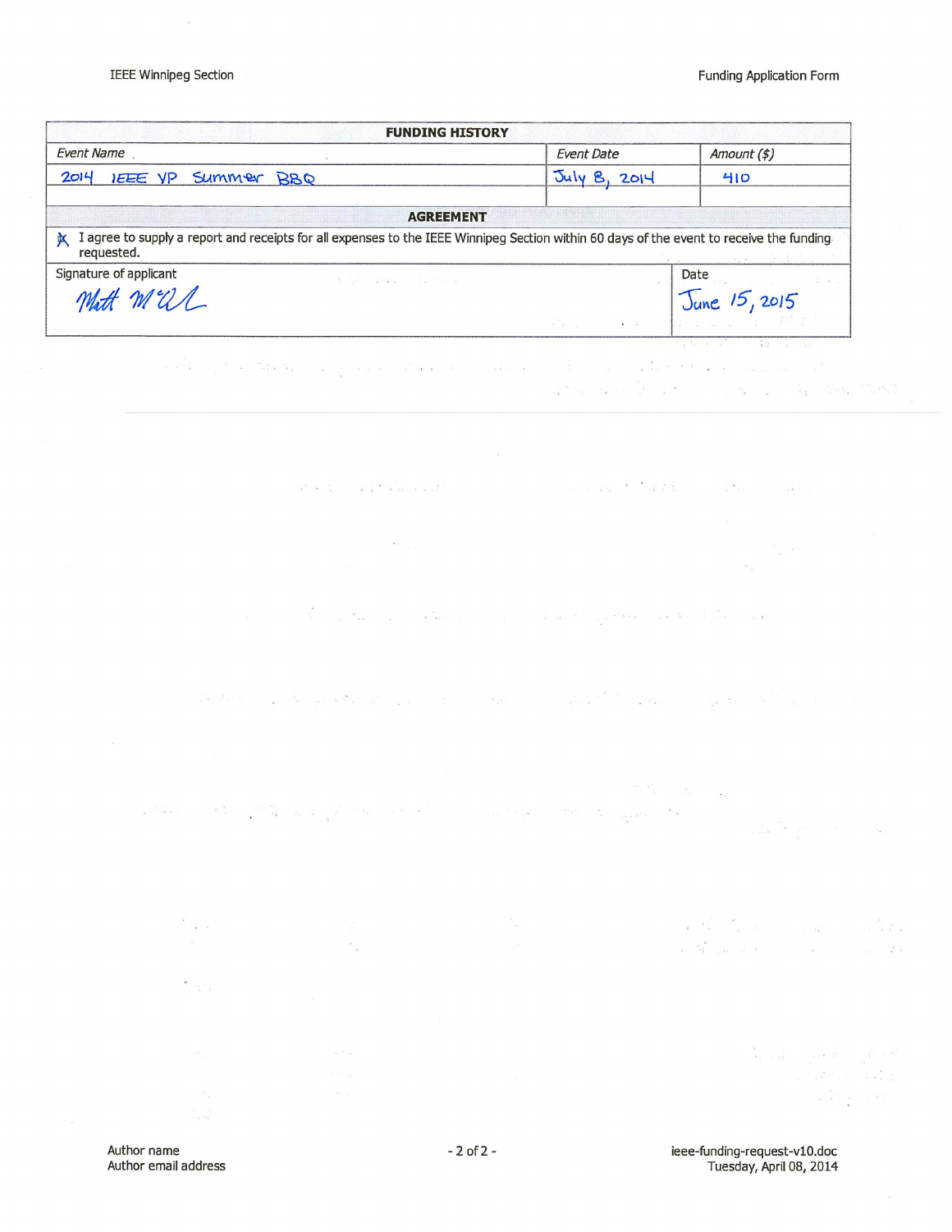| FUNDING HISTORY | | |
| --- | --- | --- |
| *Event Name* | *Event Date* | *Amount ($)* |
| 2014 IEEE YP Summer BBQ | July 8, 2014 | 410 |
| | | |

| AGREEMENT | |
| --- | --- |
| X I agree to supply a report and receipts for all expenses to the IEEE Winnipeg Section within 60 days of the event to receive the funding requested. | |
| Signature of applicant | Date |
| Matt M^c^L | June 15, 2015 |